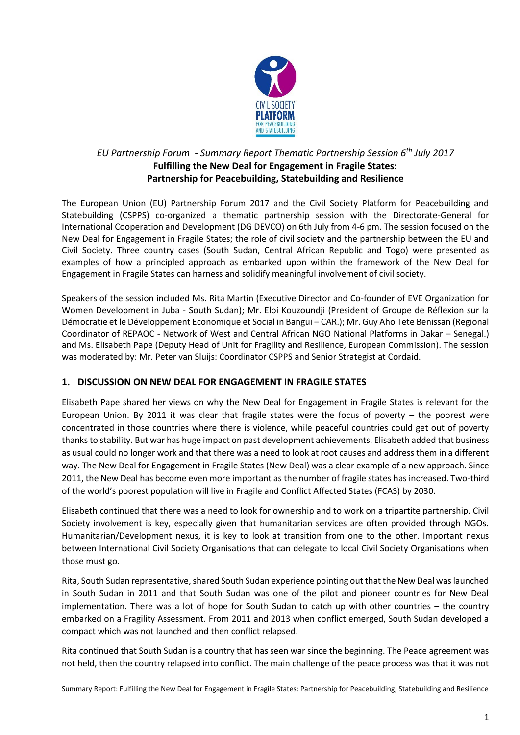*EU Partnership Forum - Summary Report Thematic Partnership Session 6th July 2017*

**Fulfilling the New Deal for Engagement in Fragile States: Partnership for Peacebuilding, Statebuilding and Resilience**

The European Union (EU) Partnership Forum 2017 and the Civil Society Platform for Peacebuilding and Statebuilding (CSPPS) co-organized a thematic partnership session with the Directorate-General for International Cooperation and Development (DG DEVCO) on 6th July from 4-6 pm. The session focused on the New Deal for Engagement in Fragile States; the role of civil society and the partnership between the EU and Civil Society. Three country cases (South Sudan, Central African Republic and Togo) were presented as examples of how a principled approach as embarked upon within the framework of the New Deal for Engagement in Fragile States can harness and solidify meaningful involvement of civil society.

Speakers of the session included Ms. Rita Martin (Executive Director and Co-founder of EVE Organization for Women Development in Juba - South Sudan); Mr. Eloi Kouzoundji (President of Groupe de Réflexion sur la Démocratie et le Développement Economique et Social in Bangui – CAR.); Mr. Guy Aho Tete Benissan (Regional Coordinator of REPAOC - Network of West and Central African NGO National Platforms in Dakar – Senegal.) and Ms. Elisabeth Pape (Deputy Head of Unit for Fragility and Resilience, European Commission). The session was moderated by: Mr. Peter van Sluijs: Coordinator CSPPS and Senior Strategist at Cordaid.

## 1. DISCUSSION ON NEW DEAL FOR ENGAGEMENT IN FRAGILE STATES

Elisabeth Pape shared her views on why the New Deal for Engagement in Fragile States is relevant for the European Union. By 2011 it was clear that fragile states were the focus of poverty – the poorest were concentrated in those countries where there is violence, while peaceful countries could get out of poverty thanks to stability. But war has huge impact on past development achievements. Elisabeth added that business as usual could no longer work and that there was a need to look at root causes and address them in a different way. The New Deal for Engagement in Fragile States (New Deal) was a clear example of a new approach. Since 2011, the New Deal has become even more important as the number of fragile states has increased. Two-third of the world's poorest population will live in Fragile and Conflict Affected States (FCAS) by 2030.

Elisabeth continued that there was a need to look for ownership and to work on a tripartite partnership. Civil Society involvement is key, especially given that humanitarian services are often provided through NGOs. Humanitarian/Development nexus, it is key to look at transition from one to the other. Important nexus between International Civil Society Organisations that can delegate to local Civil Society Organisations when those must go.

Rita, South Sudan representative, shared South Sudan experience pointing out that the New Deal was launched in South Sudan in 2011 and that South Sudan was one of the pilot and pioneer countries for New Deal implementation. There was a lot of hope for South Sudan to catch up with other countries – the country embarked on a Fragility Assessment. From 2011 and 2013 when conflict emerged, South Sudan developed a compact which was not launched and then conflict relapsed.

Rita continued that South Sudan is a country that has seen war since the beginning. The Peace agreement was not held, then the country relapsed into conflict. The main challenge of the peace process was that it was not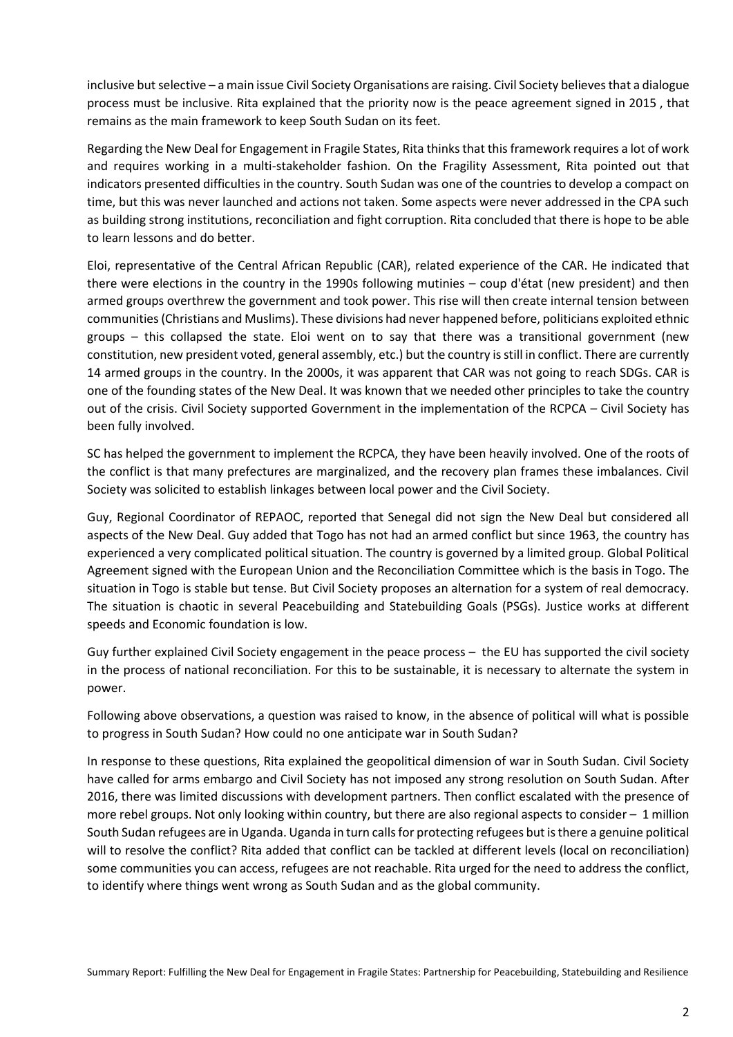inclusive but selective – a main issue Civil Society Organisations are raising. Civil Society believes that a dialogue process must be inclusive. Rita explained that the priority now is the peace agreement signed in 2015 , that remains as the main framework to keep South Sudan on its feet.

Regarding the New Deal for Engagement in Fragile States, Rita thinks that this framework requires a lot of work and requires working in a multi-stakeholder fashion. On the Fragility Assessment, Rita pointed out that indicators presented difficulties in the country. South Sudan was one of the countries to develop a compact on time, but this was never launched and actions not taken. Some aspects were never addressed in the CPA such as building strong institutions, reconciliation and fight corruption. Rita concluded that there is hope to be able to learn lessons and do better.

Eloi, representative of the Central African Republic (CAR), related experience of the CAR. He indicated that there were elections in the country in the 1990s following mutinies – coup d'état (new president) and then armed groups overthrew the government and took power. This rise will then create internal tension between communities (Christians and Muslims). These divisions had never happened before, politicians exploited ethnic groups – this collapsed the state. Eloi went on to say that there was a transitional government (new constitution, new president voted, general assembly, etc.) but the country is still in conflict. There are currently 14 armed groups in the country. In the 2000s, it was apparent that CAR was not going to reach SDGs. CAR is one of the founding states of the New Deal. It was known that we needed other principles to take the country out of the crisis. Civil Society supported Government in the implementation of the RCPCA – Civil Society has been fully involved.

SC has helped the government to implement the RCPCA, they have been heavily involved. One of the roots of the conflict is that many prefectures are marginalized, and the recovery plan frames these imbalances. Civil Society was solicited to establish linkages between local power and the Civil Society.

Guy, Regional Coordinator of REPAOC, reported that Senegal did not sign the New Deal but considered all aspects of the New Deal. Guy added that Togo has not had an armed conflict but since 1963, the country has experienced a very complicated political situation. The country is governed by a limited group. Global Political Agreement signed with the European Union and the Reconciliation Committee which is the basis in Togo. The situation in Togo is stable but tense. But Civil Society proposes an alternation for a system of real democracy. The situation is chaotic in several Peacebuilding and Statebuilding Goals (PSGs). Justice works at different speeds and Economic foundation is low.

Guy further explained Civil Society engagement in the peace process – the EU has supported the civil society in the process of national reconciliation. For this to be sustainable, it is necessary to alternate the system in power.

Following above observations, a question was raised to know, in the absence of political will what is possible to progress in South Sudan? How could no one anticipate war in South Sudan?

In response to these questions, Rita explained the geopolitical dimension of war in South Sudan. Civil Society have called for arms embargo and Civil Society has not imposed any strong resolution on South Sudan. After 2016, there was limited discussions with development partners. Then conflict escalated with the presence of more rebel groups. Not only looking within country, but there are also regional aspects to consider – 1 million South Sudan refugees are in Uganda. Uganda in turn calls for protecting refugees but is there a genuine political will to resolve the conflict? Rita added that conflict can be tackled at different levels (local on reconciliation) some communities you can access, refugees are not reachable. Rita urged for the need to address the conflict, to identify where things went wrong as South Sudan and as the global community.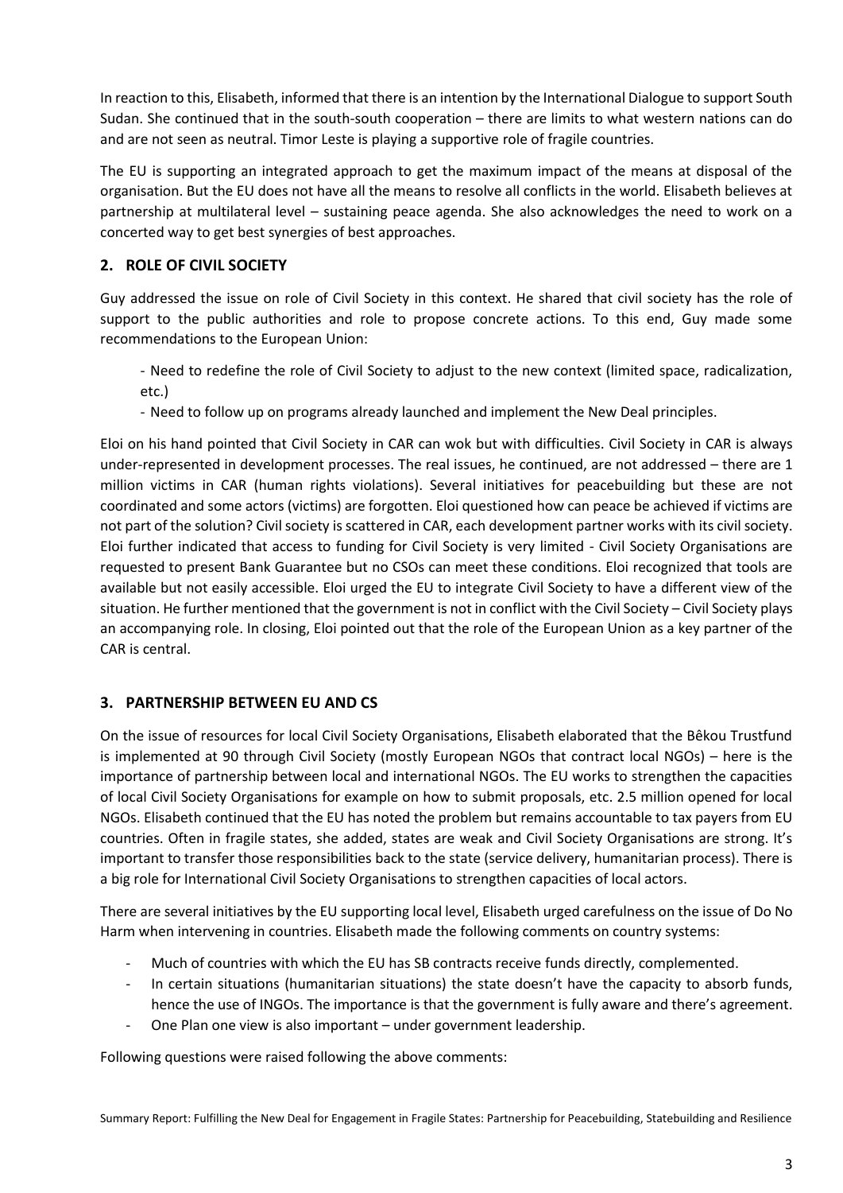In reaction to this, Elisabeth, informed that there is an intention by the International Dialogue to support South Sudan. She continued that in the south-south cooperation – there are limits to what western nations can do and are not seen as neutral. Timor Leste is playing a supportive role of fragile countries.

The EU is supporting an integrated approach to get the maximum impact of the means at disposal of the organisation. But the EU does not have all the means to resolve all conflicts in the world. Elisabeth believes at partnership at multilateral level – sustaining peace agenda. She also acknowledges the need to work on a concerted way to get best synergies of best approaches.

## 2. ROLE OF CIVIL SOCIETY

Guy addressed the issue on role of Civil Society in this context. He shared that civil society has the role of support to the public authorities and role to propose concrete actions. To this end, Guy made some recommendations to the European Union:

- Need to redefine the role of Civil Society to adjust to the new context (limited space, radicalization, etc.)
- Need to follow up on programs already launched and implement the New Deal principles.

Eloi on his hand pointed that Civil Society in CAR can wok but with difficulties. Civil Society in CAR is always under-represented in development processes. The real issues, he continued, are not addressed – there are 1 million victims in CAR (human rights violations). Several initiatives for peacebuilding but these are not coordinated and some actors (victims) are forgotten. Eloi questioned how can peace be achieved if victims are not part of the solution? Civil society is scattered in CAR, each development partner works with its civil society. Eloi further indicated that access to funding for Civil Society is very limited - Civil Society Organisations are requested to present Bank Guarantee but no CSOs can meet these conditions. Eloi recognized that tools are available but not easily accessible. Eloi urged the EU to integrate Civil Society to have a different view of the situation. He further mentioned that the government is not in conflict with the Civil Society – Civil Society plays an accompanying role. In closing, Eloi pointed out that the role of the European Union as a key partner of the CAR is central.

## 3. PARTNERSHIP BETWEEN EU AND CS

On the issue of resources for local Civil Society Organisations, Elisabeth elaborated that the Bêkou Trustfund is implemented at 90 through Civil Society (mostly European NGOs that contract local NGOs) – here is the importance of partnership between local and international NGOs. The EU works to strengthen the capacities of local Civil Society Organisations for example on how to submit proposals, etc. 2.5 million opened for local NGOs. Elisabeth continued that the EU has noted the problem but remains accountable to tax payers from EU countries. Often in fragile states, she added, states are weak and Civil Society Organisations are strong. It's important to transfer those responsibilities back to the state (service delivery, humanitarian process). There is a big role for International Civil Society Organisations to strengthen capacities of local actors.

There are several initiatives by the EU supporting local level, Elisabeth urged carefulness on the issue of Do No Harm when intervening in countries. Elisabeth made the following comments on country systems:

- Much of countries with which the EU has SB contracts receive funds directly, complemented.
- In certain situations (humanitarian situations) the state doesn't have the capacity to absorb funds, hence the use of INGOs. The importance is that the government is fully aware and there's agreement.
- One Plan one view is also important – under government leadership.

Following questions were raised following the above comments: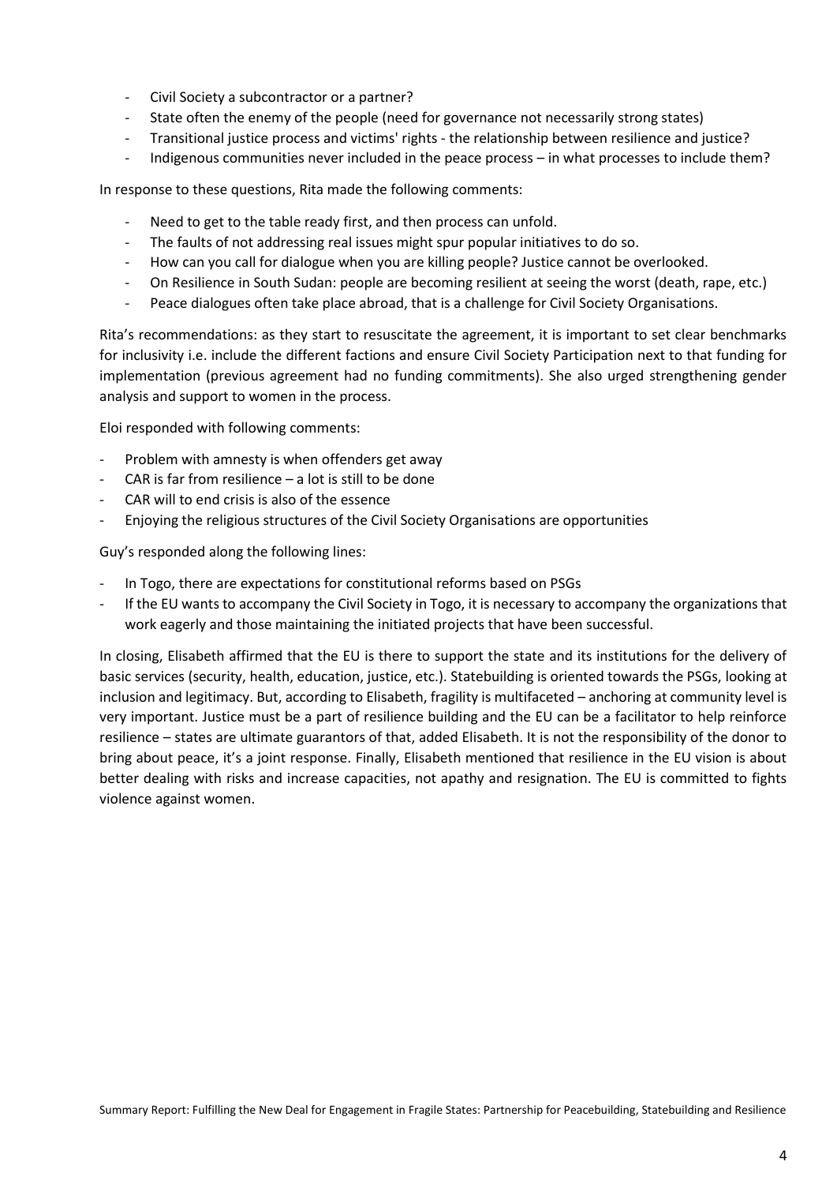- Civil Society a subcontractor or a partner?
- State often the enemy of the people (need for governance not necessarily strong states)
- Transitional justice process and victims' rights - the relationship between resilience and justice?
- Indigenous communities never included in the peace process – in what processes to include them?

In response to these questions, Rita made the following comments:

- Need to get to the table ready first, and then process can unfold.
- The faults of not addressing real issues might spur popular initiatives to do so.
- How can you call for dialogue when you are killing people? Justice cannot be overlooked.
- On Resilience in South Sudan: people are becoming resilient at seeing the worst (death, rape, etc.)
- Peace dialogues often take place abroad, that is a challenge for Civil Society Organisations.

Rita's recommendations: as they start to resuscitate the agreement, it is important to set clear benchmarks for inclusivity i.e. include the different factions and ensure Civil Society Participation next to that funding for implementation (previous agreement had no funding commitments). She also urged strengthening gender analysis and support to women in the process.

Eloi responded with following comments:

- Problem with amnesty is when offenders get away
- CAR is far from resilience – a lot is still to be done
- CAR will to end crisis is also of the essence
- Enjoying the religious structures of the Civil Society Organisations are opportunities

Guy's responded along the following lines:

- In Togo, there are expectations for constitutional reforms based on PSGs
- If the EU wants to accompany the Civil Society in Togo, it is necessary to accompany the organizations that work eagerly and those maintaining the initiated projects that have been successful.

In closing, Elisabeth affirmed that the EU is there to support the state and its institutions for the delivery of basic services (security, health, education, justice, etc.). Statebuilding is oriented towards the PSGs, looking at inclusion and legitimacy. But, according to Elisabeth, fragility is multifaceted – anchoring at community level is very important. Justice must be a part of resilience building and the EU can be a facilitator to help reinforce resilience – states are ultimate guarantors of that, added Elisabeth. It is not the responsibility of the donor to bring about peace, it's a joint response. Finally, Elisabeth mentioned that resilience in the EU vision is about better dealing with risks and increase capacities, not apathy and resignation. The EU is committed to fights violence against women.